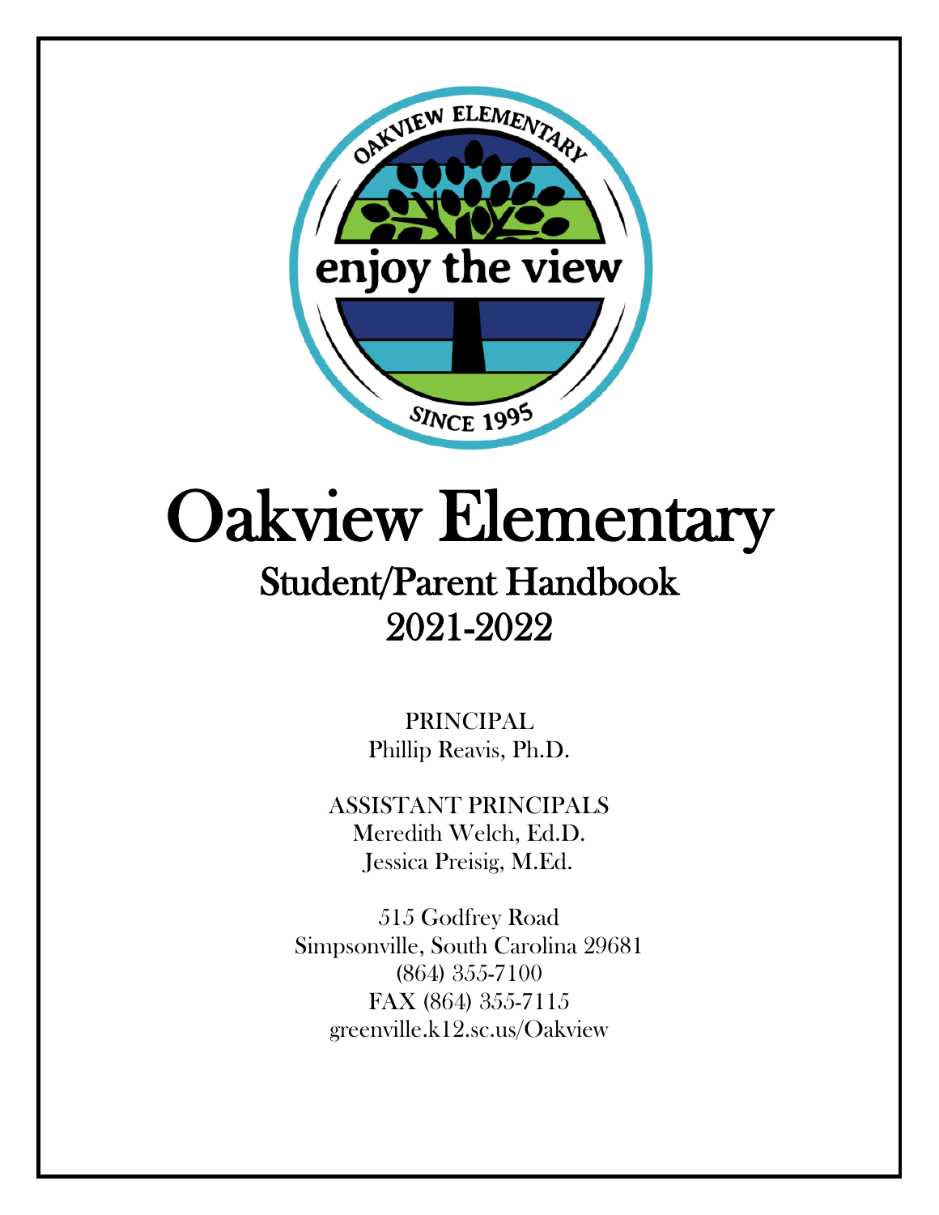# Oakview Elementary

## Student/Parent Handbook
## 2021-2022

PRINCIPAL
Phillip Reavis, Ph.D.

ASSISTANT PRINCIPALS
Meredith Welch, Ed.D.
Jessica Preisig, M.Ed.

515 Godfrey Road
Simpsonville, South Carolina 29681
(864) 355-7100
FAX (864) 355-7115
greenville.k12.sc.us/Oakview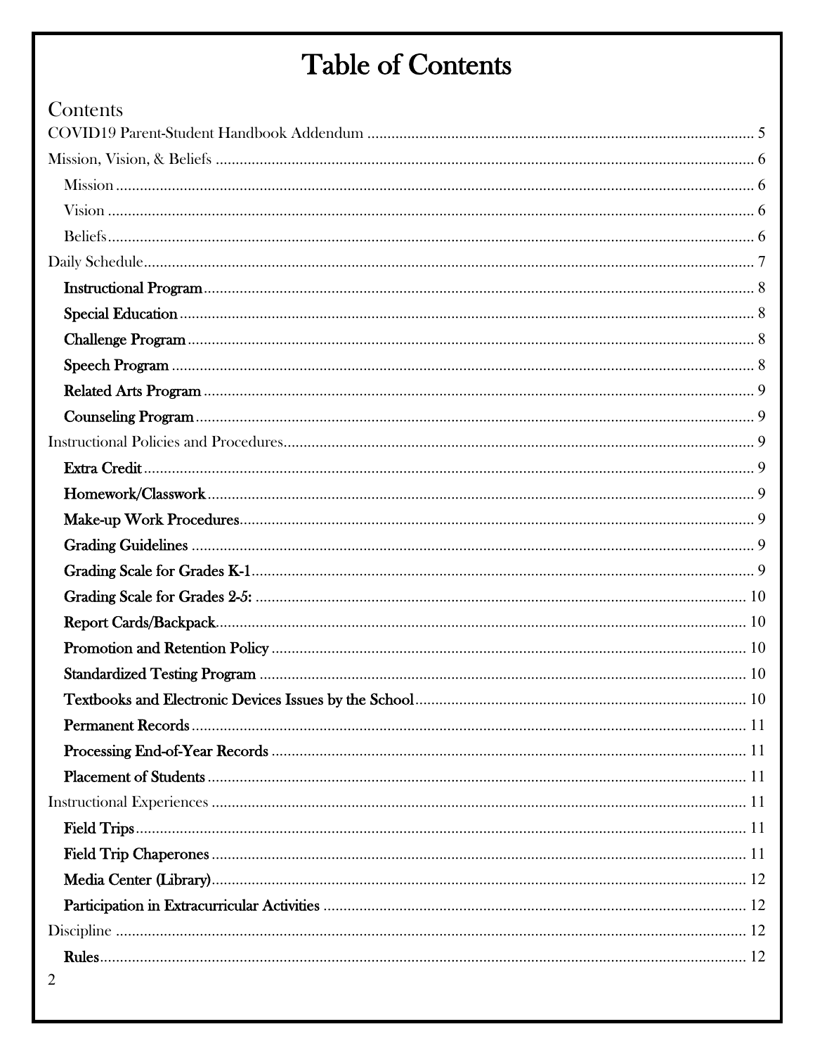# Table of Contents

## Contents

COVID19 Parent-Student Handbook Addendum ..... 5

Mission, Vision, & Beliefs ..... 6

- Mission ..... 6
- Vision ..... 6
- Beliefs ..... 6

Daily Schedule ..... 7

- **Instructional Program** ..... 8
- **Special Education** ..... 8
- **Challenge Program** ..... 8
- **Speech Program** ..... 8
- **Related Arts Program** ..... 9
- **Counseling Program** ..... 9

Instructional Policies and Procedures ..... 9

- **Extra Credit** ..... 9
- **Homework/Classwork** ..... 9
- **Make-up Work Procedures** ..... 9
- **Grading Guidelines** ..... 9
- **Grading Scale for Grades K-1** ..... 9
- **Grading Scale for Grades 2-5:** ..... 10
- **Report Cards/Backpack** ..... 10
- **Promotion and Retention Policy** ..... 10
- **Standardized Testing Program** ..... 10
- **Textbooks and Electronic Devices Issues by the School** ..... 10
- **Permanent Records** ..... 11
- **Processing End-of-Year Records** ..... 11
- **Placement of Students** ..... 11

Instructional Experiences ..... 11

- **Field Trips** ..... 11
- **Field Trip Chaperones** ..... 11
- **Media Center (Library)** ..... 12
- **Participation in Extracurricular Activities** ..... 12

Discipline ..... 12

- **Rules** ..... 12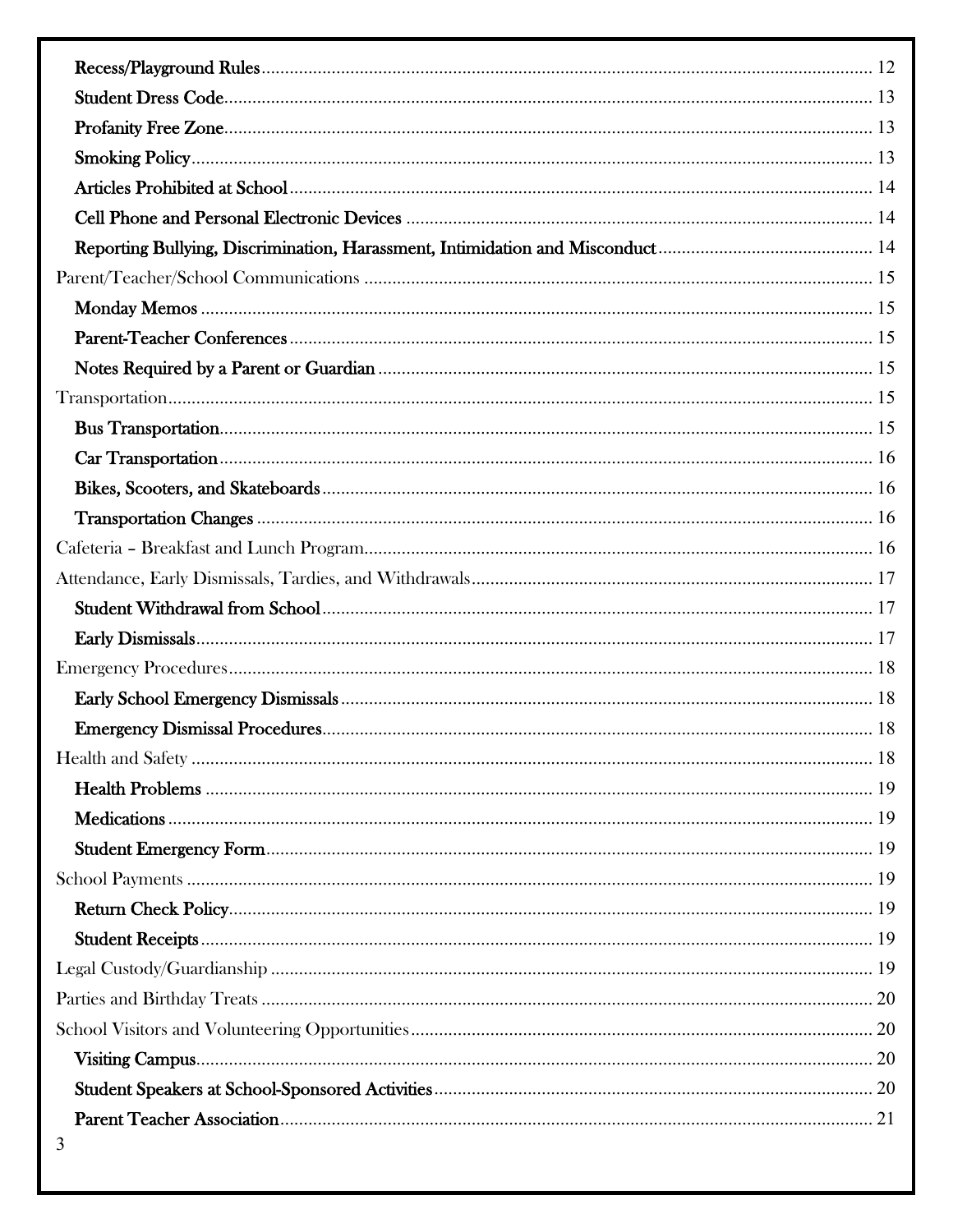**Recess/Playground Rules** .......... 12
**Student Dress Code** .......... 13
**Profanity Free Zone** .......... 13
**Smoking Policy** .......... 13
**Articles Prohibited at School** .......... 14
**Cell Phone and Personal Electronic Devices** .......... 14
**Reporting Bullying, Discrimination, Harassment, Intimidation and Misconduct** .......... 14

Parent/Teacher/School Communications .......... 15
**Monday Memos** .......... 15
**Parent-Teacher Conferences** .......... 15
**Notes Required by a Parent or Guardian** .......... 15

Transportation .......... 15
**Bus Transportation** .......... 15
**Car Transportation** .......... 16
**Bikes, Scooters, and Skateboards** .......... 16
**Transportation Changes** .......... 16

Cafeteria – Breakfast and Lunch Program .......... 16

Attendance, Early Dismissals, Tardies, and Withdrawals .......... 17
**Student Withdrawal from School** .......... 17
**Early Dismissals** .......... 17

Emergency Procedures .......... 18
**Early School Emergency Dismissals** .......... 18
**Emergency Dismissal Procedures** .......... 18

Health and Safety .......... 18
**Health Problems** .......... 19
**Medications** .......... 19
**Student Emergency Form** .......... 19

School Payments .......... 19
**Return Check Policy** .......... 19
**Student Receipts** .......... 19

Legal Custody/Guardianship .......... 19

Parties and Birthday Treats .......... 20

School Visitors and Volunteering Opportunities .......... 20
**Visiting Campus** .......... 20
**Student Speakers at School-Sponsored Activities** .......... 20
**Parent Teacher Association** .......... 21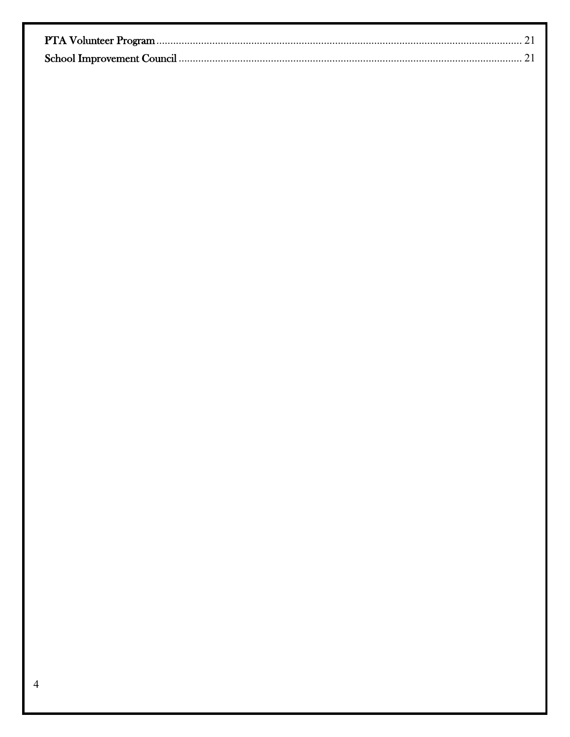**PTA Volunteer Program** ........................................................................................................................ 21
**School Improvement Council** .................................................................................................................. 21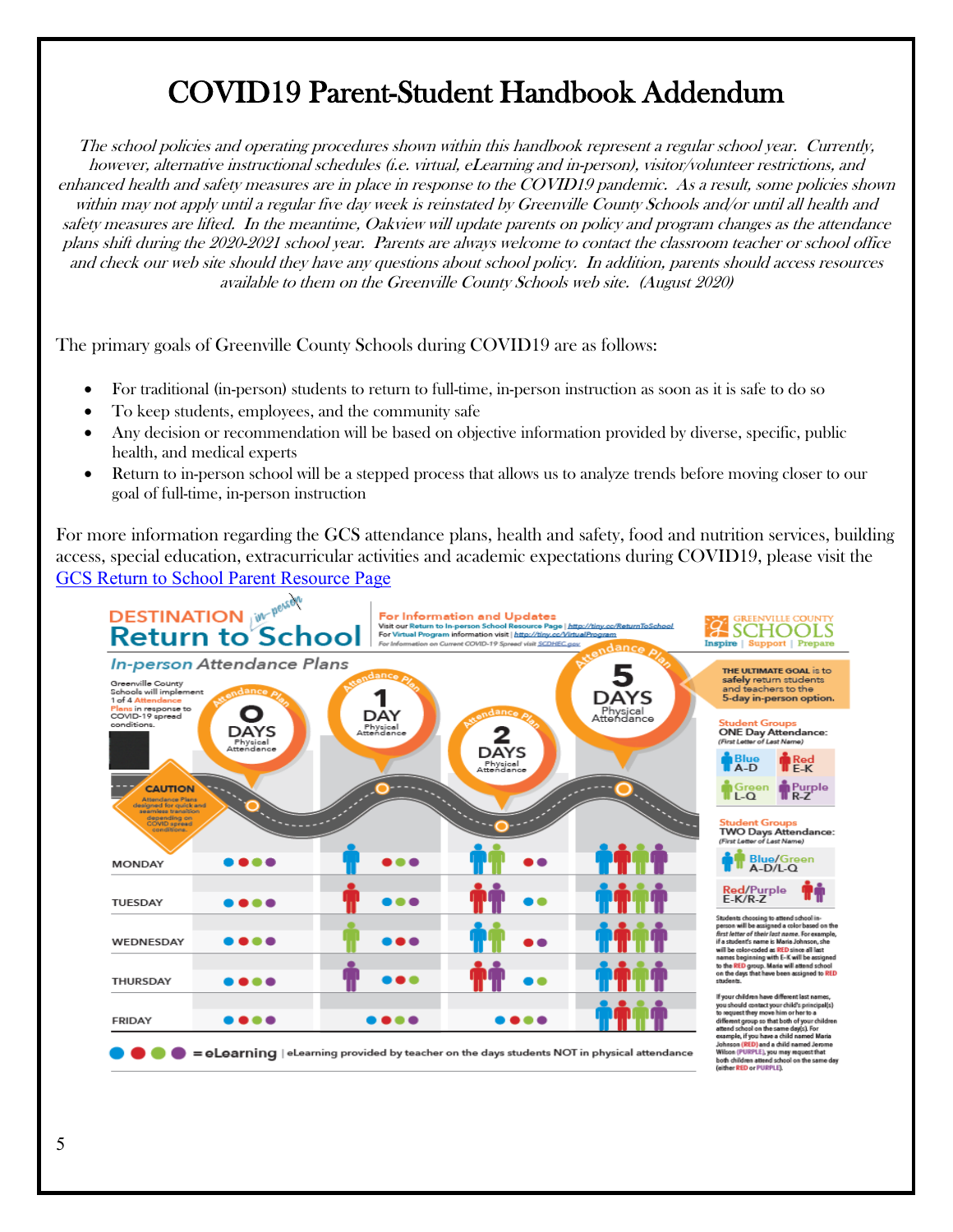# COVID19 Parent-Student Handbook Addendum

*The school policies and operating procedures shown within this handbook represent a regular school year. Currently, however, alternative instructional schedules (i.e. virtual, eLearning and in-person), visitor/volunteer restrictions, and enhanced health and safety measures are in place in response to the COVID19 pandemic. As a result, some policies shown within may not apply until a regular five day week is reinstated by Greenville County Schools and/or until all health and safety measures are lifted. In the meantime, Oakview will update parents on policy and program changes as the attendance plans shift during the 2020-2021 school year. Parents are always welcome to contact the classroom teacher or school office and check our web site should they have any questions about school policy. In addition, parents should access resources available to them on the Greenville County Schools web site. (August 2020)*

The primary goals of Greenville County Schools during COVID19 are as follows:

- For traditional (in-person) students to return to full-time, in-person instruction as soon as it is safe to do so
- To keep students, employees, and the community safe
- Any decision or recommendation will be based on objective information provided by diverse, specific, public health, and medical experts
- Return to in-person school will be a stepped process that allows us to analyze trends before moving closer to our goal of full-time, in-person instruction

For more information regarding the GCS attendance plans, health and safety, food and nutrition services, building access, special education, extracurricular activities and academic expectations during COVID19, please visit the [GCS Return to School Parent Resource Page]()

## DESTINATION *in-person* Return to School

**For Information and Updates**
Visit our Return to In-person School Resource Page | http://tiny.cc/ReturnToSchool
For Virtual Program information visit | http://tiny.cc/VirtualProgram
For Information on Current COVID-19 Spread visit SCDHEC.gov

GREENVILLE COUNTY SCHOOLS — Inspire | Support | Prepare

### *In-person* Attendance Plans

Greenville County Schools will implement 1 of 4 Attendance Plans in response to COVID-19 spread conditions.

**CAUTION** Attendance Plans designed for quick and seamless transition depending on COVID spread conditions.

THE ULTIMATE GOAL is to safely return students and teachers to the 5-day in-person option.

| | Attendance Plan: 0 DAYS Physical Attendance | Attendance Plan: 1 DAY Physical Attendance | Attendance Plan: 2 DAYS Physical Attendance | Attendance Plan: 5 DAYS Physical Attendance |
|---|---|---|---|---|
| MONDAY | eLearning (all groups) | Blue in person; Red, Green, Purple eLearning | Blue/Green in person; Red, Purple eLearning | All groups in person |
| TUESDAY | eLearning (all groups) | Red in person; Blue, Green, Purple eLearning | Red/Purple in person; Blue, Green eLearning | All groups in person |
| WEDNESDAY | eLearning (all groups) | Green in person; Blue, Red, Purple eLearning | Blue/Green in person; Red, Purple eLearning | All groups in person |
| THURSDAY | eLearning (all groups) | Purple in person; Blue, Red, Green eLearning | Red/Purple in person; Blue, Green eLearning | All groups in person |
| FRIDAY | eLearning (all groups) | eLearning (all groups) | eLearning (all groups) | All groups in person |

= eLearning | eLearning provided by teacher on the days students NOT in physical attendance

**Student Groups**
**ONE Day Attendance:** *(First Letter of Last Name)*

- Blue A-D
- Red E-K
- Green L-Q
- Purple R-Z

**Student Groups**
**TWO Days Attendance:** *(First Letter of Last Name)*

- Blue/Green A-D/L-Q
- Red/Purple E-K/R-Z

Students choosing to attend school in-person will be assigned a color based on the *first letter of their last name*. For example, if a student's name is Maria Johnson, she will be color-coded as RED since all last names beginning with E-K will be assigned to the RED group. Maria will attend school on the days that have been assigned to RED students.

If your children have different last names, you should contact your child's principal(s) to request they move him or her to a different group so that both of your children attend school on the same day(s). For example, if you have a child named Maria Johnson (RED) and a child named Jerome Wilson (PURPLE), you may request that both children attend school on the same day (either RED or PURPLE).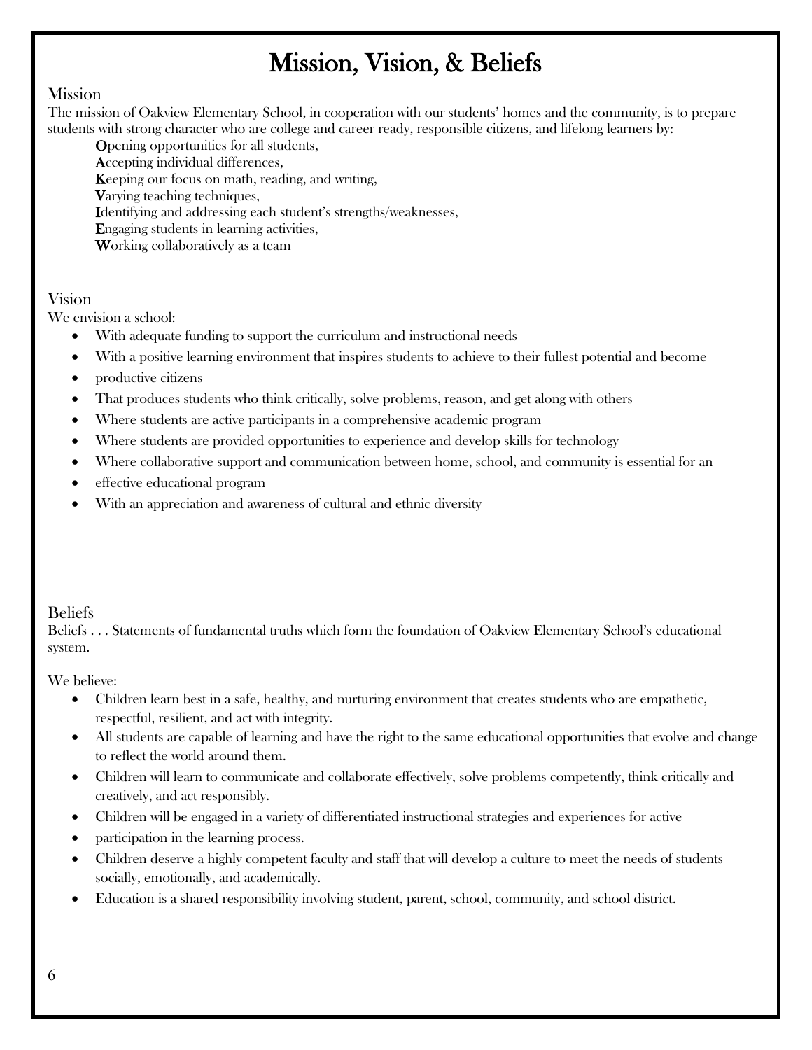# Mission, Vision, & Beliefs

## Mission

The mission of Oakview Elementary School, in cooperation with our students' homes and the community, is to prepare students with strong character who are college and career ready, responsible citizens, and lifelong learners by:

**O**pening opportunities for all students,
**A**ccepting individual differences,
**K**eeping our focus on math, reading, and writing,
**V**arying teaching techniques,
**I**dentifying and addressing each student's strengths/weaknesses,
**E**ngaging students in learning activities,
**W**orking collaboratively as a team

## Vision

We envision a school:

- With adequate funding to support the curriculum and instructional needs
- With a positive learning environment that inspires students to achieve to their fullest potential and become
- productive citizens
- That produces students who think critically, solve problems, reason, and get along with others
- Where students are active participants in a comprehensive academic program
- Where students are provided opportunities to experience and develop skills for technology
- Where collaborative support and communication between home, school, and community is essential for an
- effective educational program
- With an appreciation and awareness of cultural and ethnic diversity

## Beliefs

Beliefs . . . Statements of fundamental truths which form the foundation of Oakview Elementary School's educational system.

We believe:

- Children learn best in a safe, healthy, and nurturing environment that creates students who are empathetic, respectful, resilient, and act with integrity.
- All students are capable of learning and have the right to the same educational opportunities that evolve and change to reflect the world around them.
- Children will learn to communicate and collaborate effectively, solve problems competently, think critically and creatively, and act responsibly.
- Children will be engaged in a variety of differentiated instructional strategies and experiences for active
- participation in the learning process.
- Children deserve a highly competent faculty and staff that will develop a culture to meet the needs of students socially, emotionally, and academically.
- Education is a shared responsibility involving student, parent, school, community, and school district.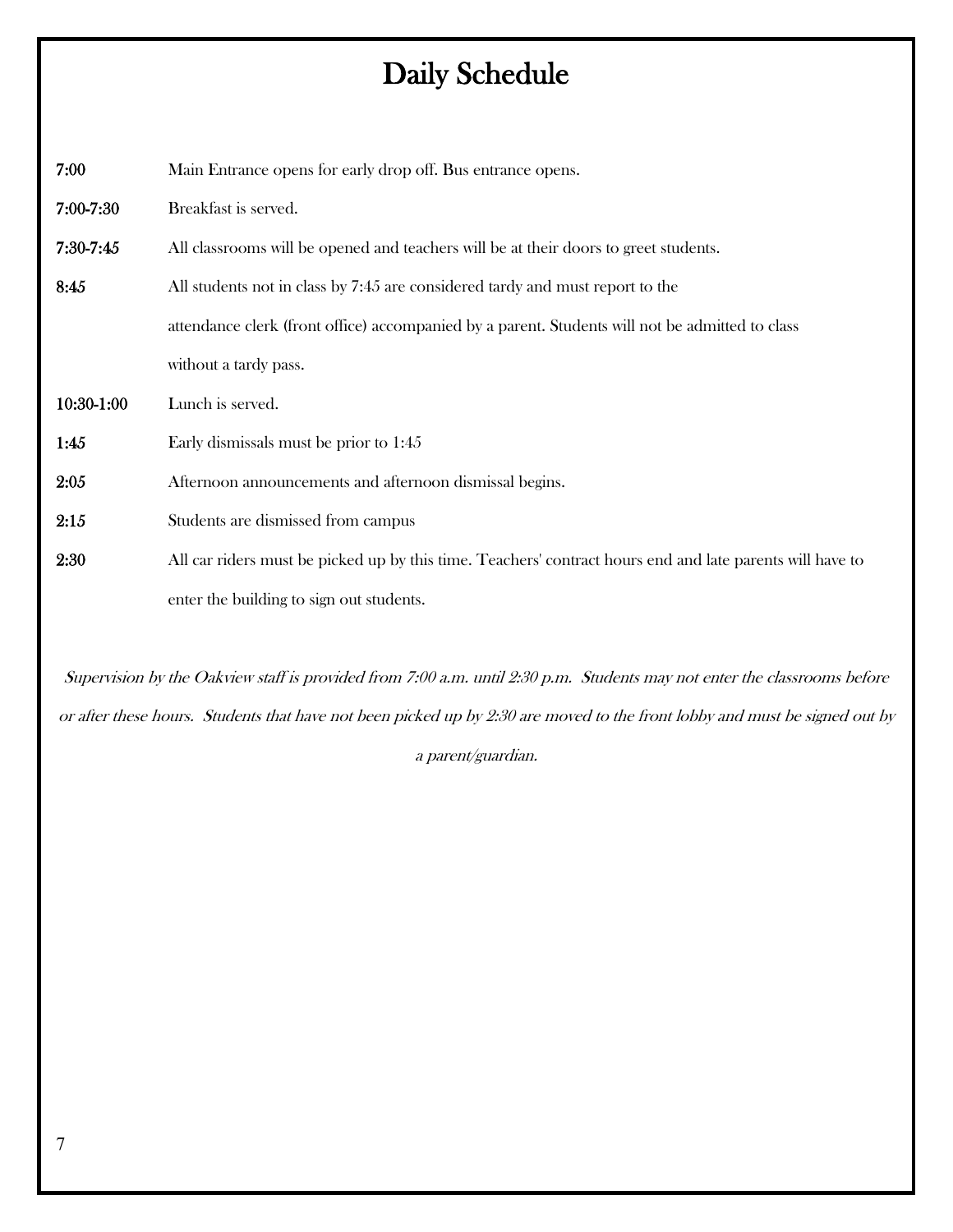# Daily Schedule

| | |
|---|---|
| **7:00** | Main Entrance opens for early drop off. Bus entrance opens. |
| **7:00-7:30** | Breakfast is served. |
| **7:30-7:45** | All classrooms will be opened and teachers will be at their doors to greet students. |
| **8:45** | All students not in class by 7:45 are considered tardy and must report to the attendance clerk (front office) accompanied by a parent. Students will not be admitted to class without a tardy pass. |
| **10:30-1:00** | Lunch is served. |
| **1:45** | Early dismissals must be prior to 1:45 |
| **2:05** | Afternoon announcements and afternoon dismissal begins. |
| **2:15** | Students are dismissed from campus |
| **2:30** | All car riders must be picked up by this time. Teachers' contract hours end and late parents will have to enter the building to sign out students. |

*Supervision by the Oakview staff is provided from 7:00 a.m. until 2:30 p.m. Students may not enter the classrooms before or after these hours. Students that have not been picked up by 2:30 are moved to the front lobby and must be signed out by a parent/guardian.*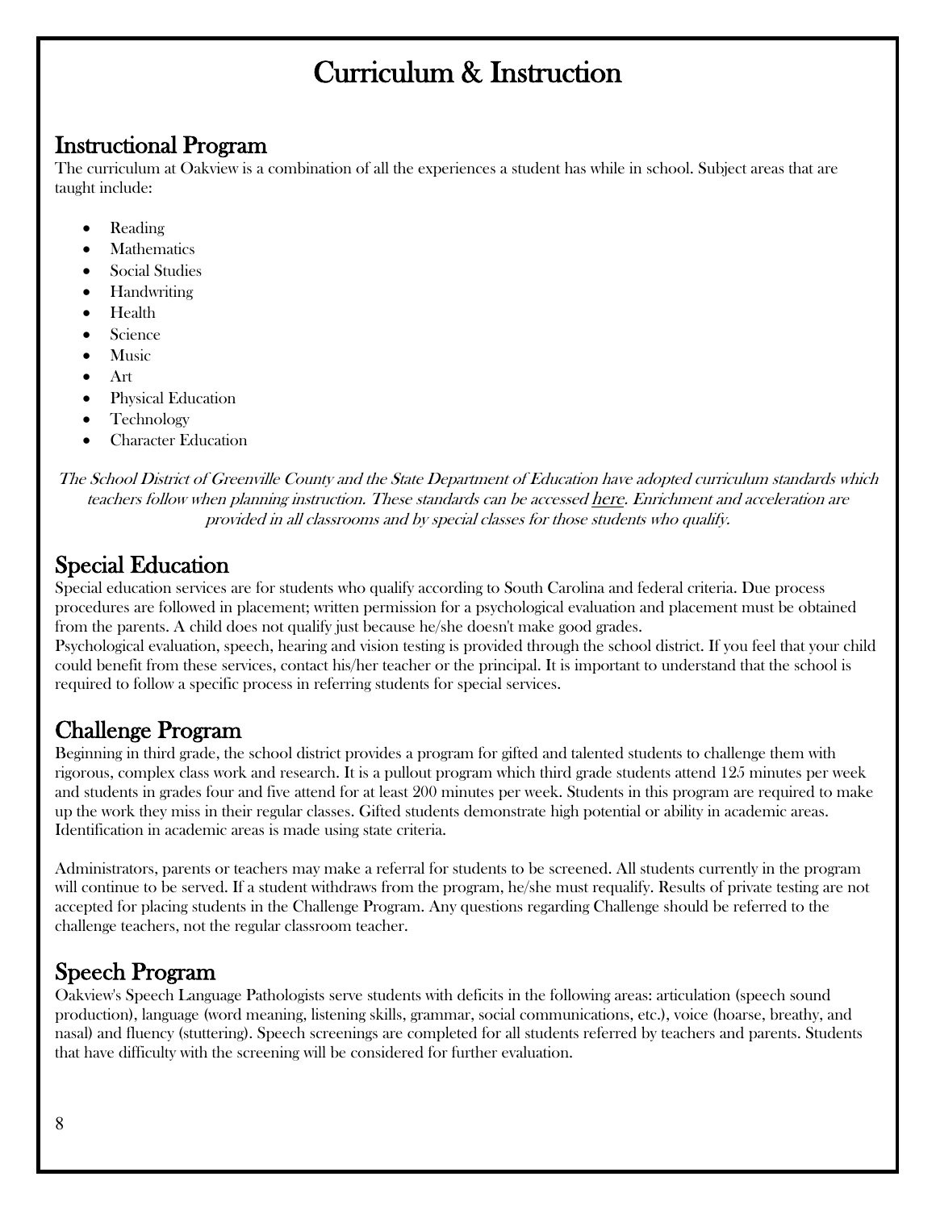# Curriculum & Instruction

## Instructional Program

The curriculum at Oakview is a combination of all the experiences a student has while in school. Subject areas that are taught include:

- Reading
- Mathematics
- Social Studies
- Handwriting
- Health
- Science
- Music
- Art
- Physical Education
- Technology
- Character Education

*The School District of Greenville County and the State Department of Education have adopted curriculum standards which teachers follow when planning instruction. These standards can be accessed here. Enrichment and acceleration are provided in all classrooms and by special classes for those students who qualify.*

## Special Education

Special education services are for students who qualify according to South Carolina and federal criteria. Due process procedures are followed in placement; written permission for a psychological evaluation and placement must be obtained from the parents. A child does not qualify just because he/she doesn't make good grades.

Psychological evaluation, speech, hearing and vision testing is provided through the school district. If you feel that your child could benefit from these services, contact his/her teacher or the principal. It is important to understand that the school is required to follow a specific process in referring students for special services.

## Challenge Program

Beginning in third grade, the school district provides a program for gifted and talented students to challenge them with rigorous, complex class work and research. It is a pullout program which third grade students attend 125 minutes per week and students in grades four and five attend for at least 200 minutes per week. Students in this program are required to make up the work they miss in their regular classes. Gifted students demonstrate high potential or ability in academic areas. Identification in academic areas is made using state criteria.

Administrators, parents or teachers may make a referral for students to be screened. All students currently in the program will continue to be served. If a student withdraws from the program, he/she must requalify. Results of private testing are not accepted for placing students in the Challenge Program. Any questions regarding Challenge should be referred to the challenge teachers, not the regular classroom teacher.

## Speech Program

Oakview's Speech Language Pathologists serve students with deficits in the following areas: articulation (speech sound production), language (word meaning, listening skills, grammar, social communications, etc.), voice (hoarse, breathy, and nasal) and fluency (stuttering). Speech screenings are completed for all students referred by teachers and parents. Students that have difficulty with the screening will be considered for further evaluation.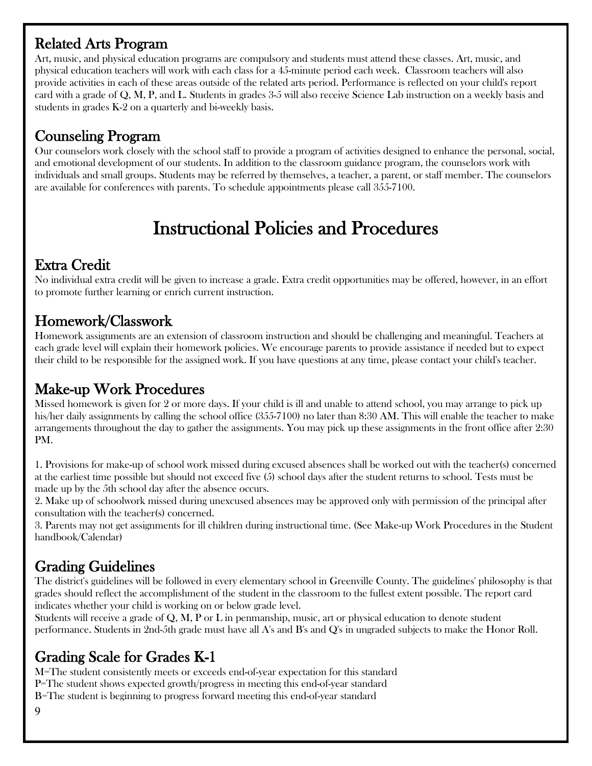## Related Arts Program

Art, music, and physical education programs are compulsory and students must attend these classes. Art, music, and physical education teachers will work with each class for a 45-minute period each week. Classroom teachers will also provide activities in each of these areas outside of the related arts period. Performance is reflected on your child's report card with a grade of Q, M, P, and L. Students in grades 3-5 will also receive Science Lab instruction on a weekly basis and students in grades K-2 on a quarterly and bi-weekly basis.

## Counseling Program

Our counselors work closely with the school staff to provide a program of activities designed to enhance the personal, social, and emotional development of our students. In addition to the classroom guidance program, the counselors work with individuals and small groups. Students may be referred by themselves, a teacher, a parent, or staff member. The counselors are available for conferences with parents. To schedule appointments please call 355-7100.

# Instructional Policies and Procedures

## Extra Credit

No individual extra credit will be given to increase a grade. Extra credit opportunities may be offered, however, in an effort to promote further learning or enrich current instruction.

## Homework/Classwork

Homework assignments are an extension of classroom instruction and should be challenging and meaningful. Teachers at each grade level will explain their homework policies. We encourage parents to provide assistance if needed but to expect their child to be responsible for the assigned work. If you have questions at any time, please contact your child's teacher.

## Make-up Work Procedures

Missed homework is given for 2 or more days. If your child is ill and unable to attend school, you may arrange to pick up his/her daily assignments by calling the school office (355-7100) no later than 8:30 AM. This will enable the teacher to make arrangements throughout the day to gather the assignments. You may pick up these assignments in the front office after 2:30 PM.

1. Provisions for make-up of school work missed during excused absences shall be worked out with the teacher(s) concerned at the earliest time possible but should not exceed five (5) school days after the student returns to school. Tests must be made up by the 5th school day after the absence occurs.
2. Make up of schoolwork missed during unexcused absences may be approved only with permission of the principal after consultation with the teacher(s) concerned.
3. Parents may not get assignments for ill children during instructional time. (See Make-up Work Procedures in the Student handbook/Calendar)

## Grading Guidelines

The district's guidelines will be followed in every elementary school in Greenville County. The guidelines' philosophy is that grades should reflect the accomplishment of the student in the classroom to the fullest extent possible. The report card indicates whether your child is working on or below grade level.

Students will receive a grade of Q, M, P or L in penmanship, music, art or physical education to denote student performance. Students in 2nd-5th grade must have all A's and B's and Q's in ungraded subjects to make the Honor Roll.

## Grading Scale for Grades K-1

M=The student consistently meets or exceeds end-of-year expectation for this standard
P=The student shows expected growth/progress in meeting this end-of-year standard
B=The student is beginning to progress forward meeting this end-of-year standard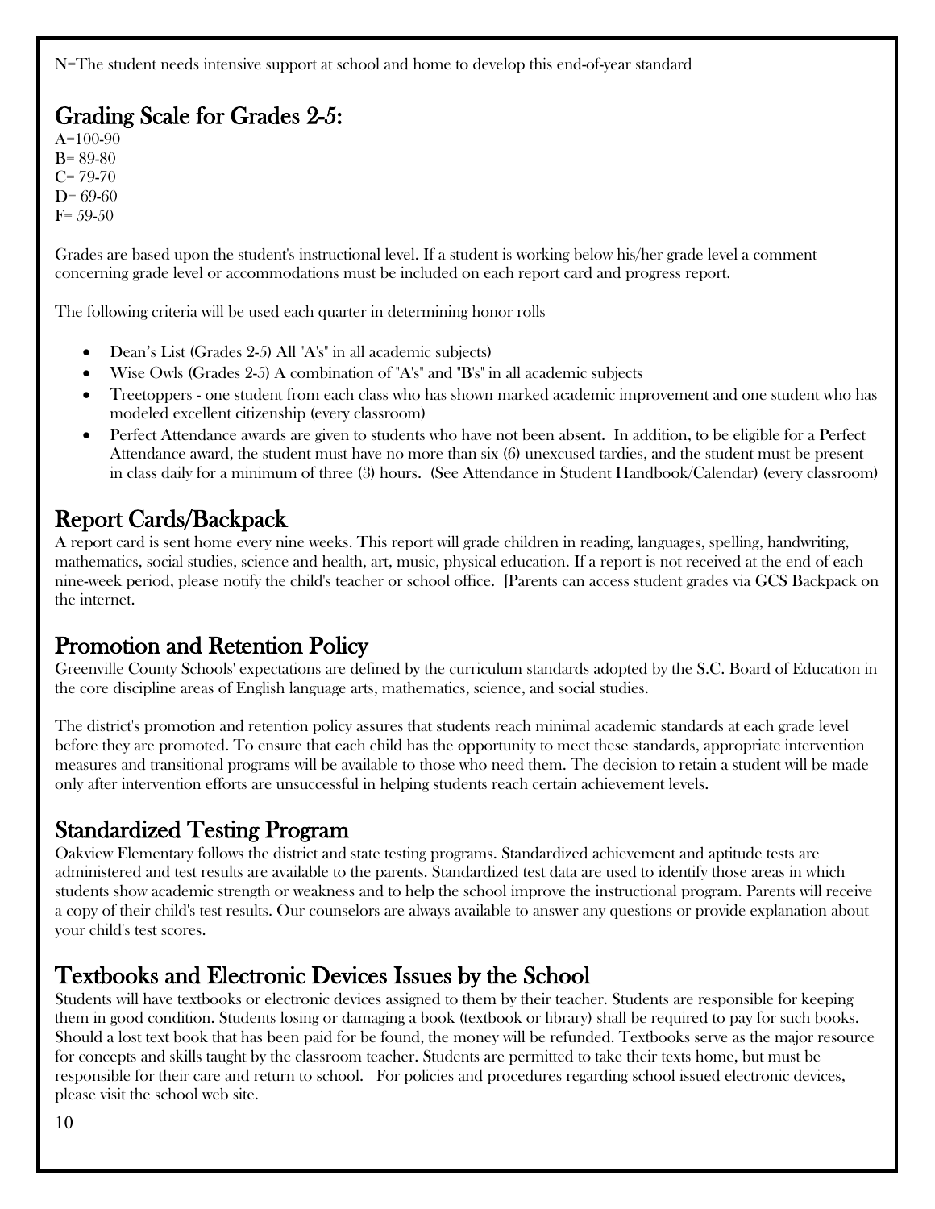N=The student needs intensive support at school and home to develop this end-of-year standard

## Grading Scale for Grades 2-5:

A=100-90
B= 89-80
C= 79-70
D= 69-60
F= 59-50

Grades are based upon the student's instructional level. If a student is working below his/her grade level a comment concerning grade level or accommodations must be included on each report card and progress report.

The following criteria will be used each quarter in determining honor rolls

- Dean's List (Grades 2-5) All "A's" in all academic subjects)
- Wise Owls (Grades 2-5) A combination of "A's" and "B's" in all academic subjects
- Treetoppers - one student from each class who has shown marked academic improvement and one student who has modeled excellent citizenship (every classroom)
- Perfect Attendance awards are given to students who have not been absent. In addition, to be eligible for a Perfect Attendance award, the student must have no more than six (6) unexcused tardies, and the student must be present in class daily for a minimum of three (3) hours. (See Attendance in Student Handbook/Calendar) (every classroom)

## Report Cards/Backpack

A report card is sent home every nine weeks. This report will grade children in reading, languages, spelling, handwriting, mathematics, social studies, science and health, art, music, physical education. If a report is not received at the end of each nine-week period, please notify the child's teacher or school office. [Parents can access student grades via GCS Backpack on the internet.

## Promotion and Retention Policy

Greenville County Schools' expectations are defined by the curriculum standards adopted by the S.C. Board of Education in the core discipline areas of English language arts, mathematics, science, and social studies.

The district's promotion and retention policy assures that students reach minimal academic standards at each grade level before they are promoted. To ensure that each child has the opportunity to meet these standards, appropriate intervention measures and transitional programs will be available to those who need them. The decision to retain a student will be made only after intervention efforts are unsuccessful in helping students reach certain achievement levels.

## Standardized Testing Program

Oakview Elementary follows the district and state testing programs. Standardized achievement and aptitude tests are administered and test results are available to the parents. Standardized test data are used to identify those areas in which students show academic strength or weakness and to help the school improve the instructional program. Parents will receive a copy of their child's test results. Our counselors are always available to answer any questions or provide explanation about your child's test scores.

## Textbooks and Electronic Devices Issues by the School

Students will have textbooks or electronic devices assigned to them by their teacher. Students are responsible for keeping them in good condition. Students losing or damaging a book (textbook or library) shall be required to pay for such books. Should a lost text book that has been paid for be found, the money will be refunded. Textbooks serve as the major resource for concepts and skills taught by the classroom teacher. Students are permitted to take their texts home, but must be responsible for their care and return to school. For policies and procedures regarding school issued electronic devices, please visit the school web site.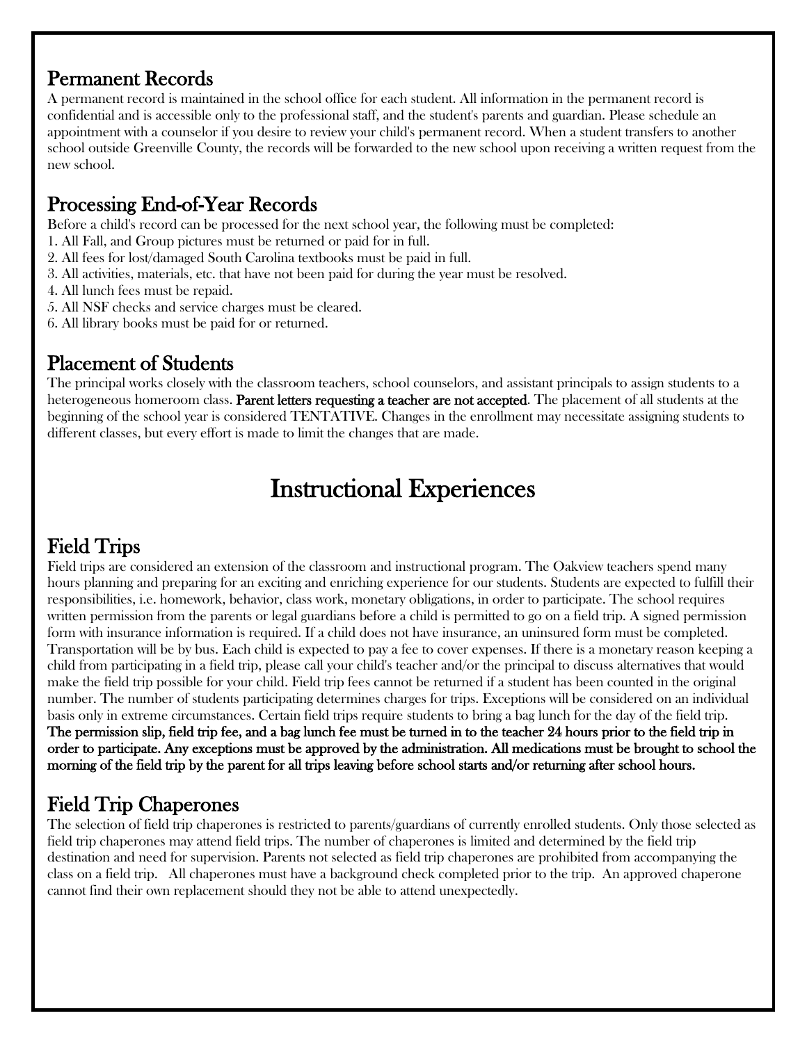## Permanent Records

A permanent record is maintained in the school office for each student. All information in the permanent record is confidential and is accessible only to the professional staff, and the student's parents and guardian. Please schedule an appointment with a counselor if you desire to review your child's permanent record. When a student transfers to another school outside Greenville County, the records will be forwarded to the new school upon receiving a written request from the new school.

## Processing End-of-Year Records

Before a child's record can be processed for the next school year, the following must be completed:

1. All Fall, and Group pictures must be returned or paid for in full.
2. All fees for lost/damaged South Carolina textbooks must be paid in full.
3. All activities, materials, etc. that have not been paid for during the year must be resolved.
4. All lunch fees must be repaid.
5. All NSF checks and service charges must be cleared.
6. All library books must be paid for or returned.

## Placement of Students

The principal works closely with the classroom teachers, school counselors, and assistant principals to assign students to a heterogeneous homeroom class. **Parent letters requesting a teacher are not accepted.** The placement of all students at the beginning of the school year is considered TENTATIVE. Changes in the enrollment may necessitate assigning students to different classes, but every effort is made to limit the changes that are made.

# Instructional Experiences

## Field Trips

Field trips are considered an extension of the classroom and instructional program. The Oakview teachers spend many hours planning and preparing for an exciting and enriching experience for our students. Students are expected to fulfill their responsibilities, i.e. homework, behavior, class work, monetary obligations, in order to participate. The school requires written permission from the parents or legal guardians before a child is permitted to go on a field trip. A signed permission form with insurance information is required. If a child does not have insurance, an uninsured form must be completed. Transportation will be by bus. Each child is expected to pay a fee to cover expenses. If there is a monetary reason keeping a child from participating in a field trip, please call your child's teacher and/or the principal to discuss alternatives that would make the field trip possible for your child. Field trip fees cannot be returned if a student has been counted in the original number. The number of students participating determines charges for trips. Exceptions will be considered on an individual basis only in extreme circumstances. Certain field trips require students to bring a bag lunch for the day of the field trip. **The permission slip, field trip fee, and a bag lunch fee must be turned in to the teacher 24 hours prior to the field trip in order to participate. Any exceptions must be approved by the administration. All medications must be brought to school the morning of the field trip by the parent for all trips leaving before school starts and/or returning after school hours.**

## Field Trip Chaperones

The selection of field trip chaperones is restricted to parents/guardians of currently enrolled students. Only those selected as field trip chaperones may attend field trips. The number of chaperones is limited and determined by the field trip destination and need for supervision. Parents not selected as field trip chaperones are prohibited from accompanying the class on a field trip. All chaperones must have a background check completed prior to the trip. An approved chaperone cannot find their own replacement should they not be able to attend unexpectedly.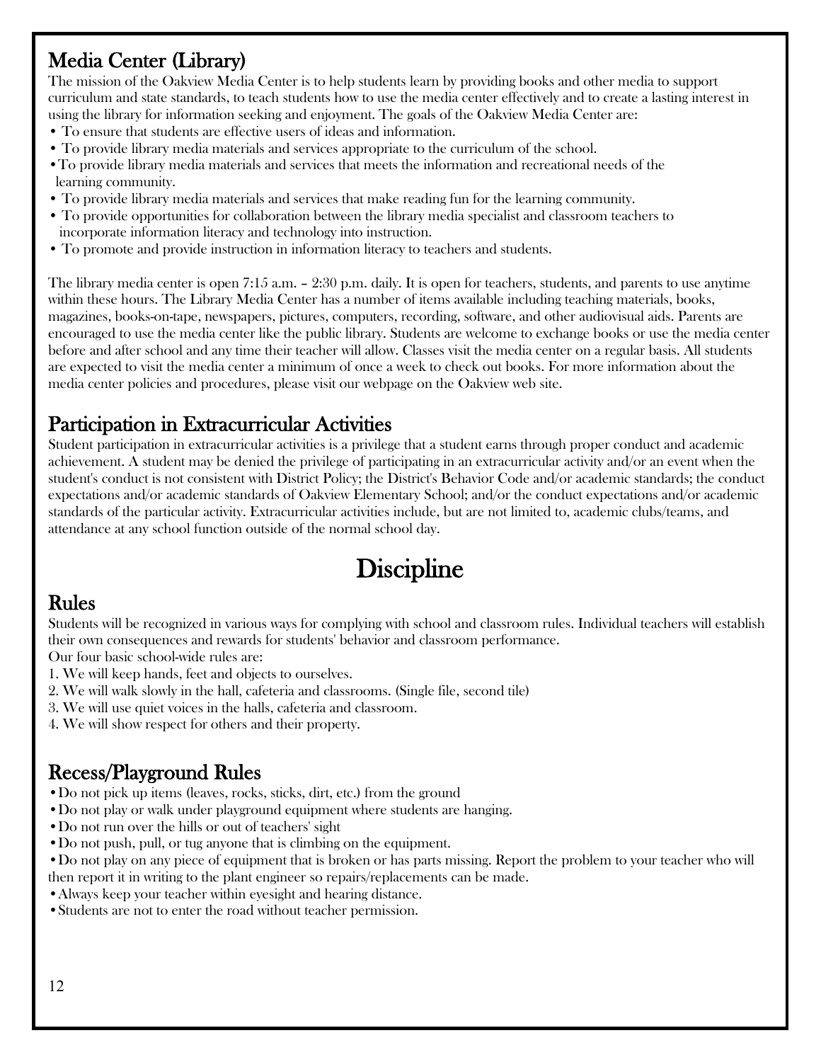## Media Center (Library)

The mission of the Oakview Media Center is to help students learn by providing books and other media to support curriculum and state standards, to teach students how to use the media center effectively and to create a lasting interest in using the library for information seeking and enjoyment. The goals of the Oakview Media Center are:

- To ensure that students are effective users of ideas and information.
- To provide library media materials and services appropriate to the curriculum of the school.
- To provide library media materials and services that meets the information and recreational needs of the learning community.
- To provide library media materials and services that make reading fun for the learning community.
- To provide opportunities for collaboration between the library media specialist and classroom teachers to incorporate information literacy and technology into instruction.
- To promote and provide instruction in information literacy to teachers and students.

The library media center is open 7:15 a.m. – 2:30 p.m. daily. It is open for teachers, students, and parents to use anytime within these hours. The Library Media Center has a number of items available including teaching materials, books, magazines, books-on-tape, newspapers, pictures, computers, recording, software, and other audiovisual aids. Parents are encouraged to use the media center like the public library. Students are welcome to exchange books or use the media center before and after school and any time their teacher will allow. Classes visit the media center on a regular basis. All students are expected to visit the media center a minimum of once a week to check out books. For more information about the media center policies and procedures, please visit our webpage on the Oakview web site.

## Participation in Extracurricular Activities

Student participation in extracurricular activities is a privilege that a student earns through proper conduct and academic achievement. A student may be denied the privilege of participating in an extracurricular activity and/or an event when the student's conduct is not consistent with District Policy; the District's Behavior Code and/or academic standards; the conduct expectations and/or academic standards of Oakview Elementary School; and/or the conduct expectations and/or academic standards of the particular activity. Extracurricular activities include, but are not limited to, academic clubs/teams, and attendance at any school function outside of the normal school day.

# Discipline

## Rules

Students will be recognized in various ways for complying with school and classroom rules. Individual teachers will establish their own consequences and rewards for students' behavior and classroom performance.

Our four basic school-wide rules are:

1. We will keep hands, feet and objects to ourselves.
2. We will walk slowly in the hall, cafeteria and classrooms. (Single file, second tile)
3. We will use quiet voices in the halls, cafeteria and classroom.
4. We will show respect for others and their property.

## Recess/Playground Rules

- Do not pick up items (leaves, rocks, sticks, dirt, etc.) from the ground
- Do not play or walk under playground equipment where students are hanging.
- Do not run over the hills or out of teachers' sight
- Do not push, pull, or tug anyone that is climbing on the equipment.
- Do not play on any piece of equipment that is broken or has parts missing. Report the problem to your teacher who will then report it in writing to the plant engineer so repairs/replacements can be made.
- Always keep your teacher within eyesight and hearing distance.
- Students are not to enter the road without teacher permission.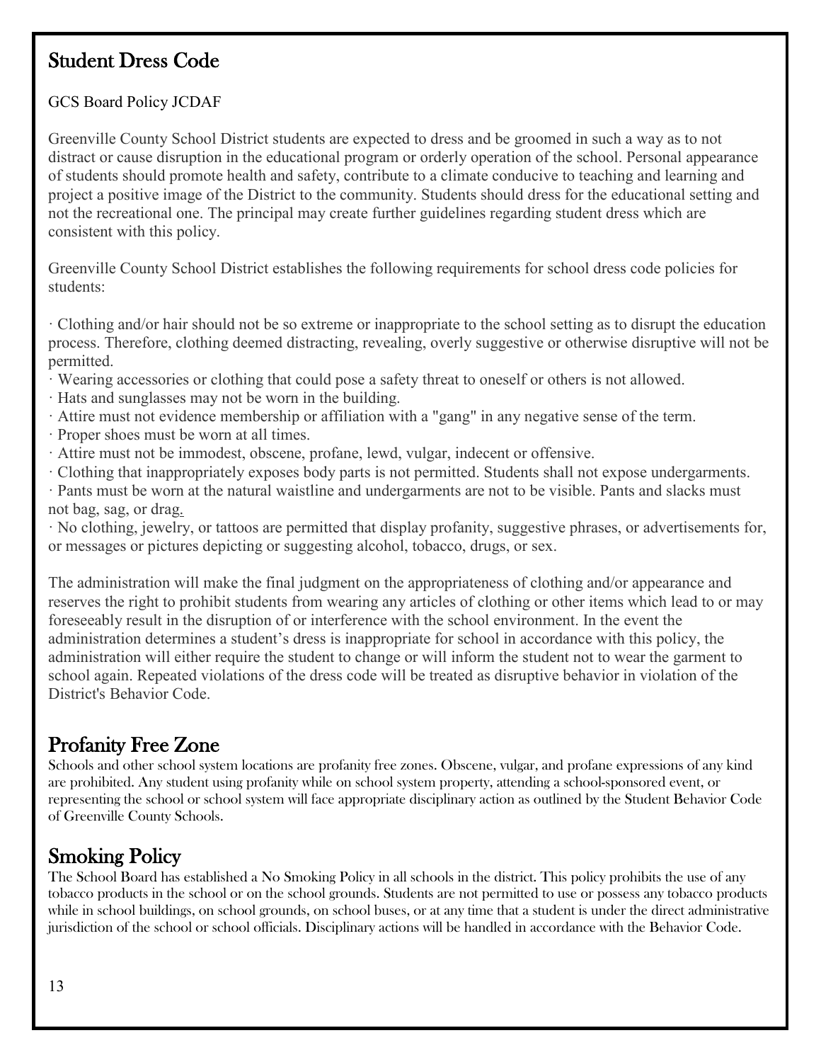## Student Dress Code

GCS Board Policy JCDAF

Greenville County School District students are expected to dress and be groomed in such a way as to not distract or cause disruption in the educational program or orderly operation of the school. Personal appearance of students should promote health and safety, contribute to a climate conducive to teaching and learning and project a positive image of the District to the community. Students should dress for the educational setting and not the recreational one. The principal may create further guidelines regarding student dress which are consistent with this policy.

Greenville County School District establishes the following requirements for school dress code policies for students:

· Clothing and/or hair should not be so extreme or inappropriate to the school setting as to disrupt the education process. Therefore, clothing deemed distracting, revealing, overly suggestive or otherwise disruptive will not be permitted.
· Wearing accessories or clothing that could pose a safety threat to oneself or others is not allowed.
· Hats and sunglasses may not be worn in the building.
· Attire must not evidence membership or affiliation with a "gang" in any negative sense of the term.
· Proper shoes must be worn at all times.
· Attire must not be immodest, obscene, profane, lewd, vulgar, indecent or offensive.
· Clothing that inappropriately exposes body parts is not permitted. Students shall not expose undergarments.
· Pants must be worn at the natural waistline and undergarments are not to be visible. Pants and slacks must not bag, sag, or drag.
· No clothing, jewelry, or tattoos are permitted that display profanity, suggestive phrases, or advertisements for, or messages or pictures depicting or suggesting alcohol, tobacco, drugs, or sex.

The administration will make the final judgment on the appropriateness of clothing and/or appearance and reserves the right to prohibit students from wearing any articles of clothing or other items which lead to or may foreseeably result in the disruption of or interference with the school environment. In the event the administration determines a student's dress is inappropriate for school in accordance with this policy, the administration will either require the student to change or will inform the student not to wear the garment to school again. Repeated violations of the dress code will be treated as disruptive behavior in violation of the District's Behavior Code.

## Profanity Free Zone

Schools and other school system locations are profanity free zones. Obscene, vulgar, and profane expressions of any kind are prohibited. Any student using profanity while on school system property, attending a school-sponsored event, or representing the school or school system will face appropriate disciplinary action as outlined by the Student Behavior Code of Greenville County Schools.

## Smoking Policy

The School Board has established a No Smoking Policy in all schools in the district. This policy prohibits the use of any tobacco products in the school or on the school grounds. Students are not permitted to use or possess any tobacco products while in school buildings, on school grounds, on school buses, or at any time that a student is under the direct administrative jurisdiction of the school or school officials. Disciplinary actions will be handled in accordance with the Behavior Code.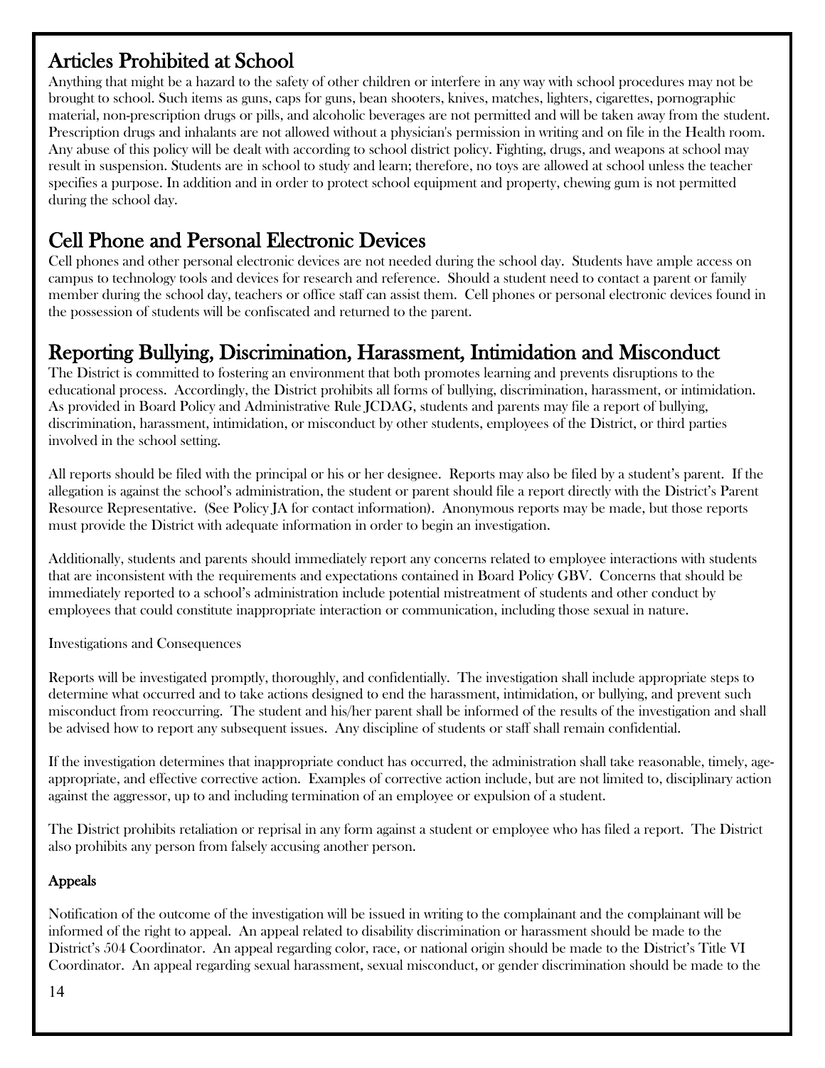## Articles Prohibited at School

Anything that might be a hazard to the safety of other children or interfere in any way with school procedures may not be brought to school. Such items as guns, caps for guns, bean shooters, knives, matches, lighters, cigarettes, pornographic material, non-prescription drugs or pills, and alcoholic beverages are not permitted and will be taken away from the student. Prescription drugs and inhalants are not allowed without a physician's permission in writing and on file in the Health room. Any abuse of this policy will be dealt with according to school district policy. Fighting, drugs, and weapons at school may result in suspension. Students are in school to study and learn; therefore, no toys are allowed at school unless the teacher specifies a purpose. In addition and in order to protect school equipment and property, chewing gum is not permitted during the school day.

## Cell Phone and Personal Electronic Devices

Cell phones and other personal electronic devices are not needed during the school day. Students have ample access on campus to technology tools and devices for research and reference. Should a student need to contact a parent or family member during the school day, teachers or office staff can assist them. Cell phones or personal electronic devices found in the possession of students will be confiscated and returned to the parent.

## Reporting Bullying, Discrimination, Harassment, Intimidation and Misconduct

The District is committed to fostering an environment that both promotes learning and prevents disruptions to the educational process. Accordingly, the District prohibits all forms of bullying, discrimination, harassment, or intimidation. As provided in Board Policy and Administrative Rule JCDAG, students and parents may file a report of bullying, discrimination, harassment, intimidation, or misconduct by other students, employees of the District, or third parties involved in the school setting.

All reports should be filed with the principal or his or her designee. Reports may also be filed by a student's parent. If the allegation is against the school's administration, the student or parent should file a report directly with the District's Parent Resource Representative. (See Policy JA for contact information). Anonymous reports may be made, but those reports must provide the District with adequate information in order to begin an investigation.

Additionally, students and parents should immediately report any concerns related to employee interactions with students that are inconsistent with the requirements and expectations contained in Board Policy GBV. Concerns that should be immediately reported to a school's administration include potential mistreatment of students and other conduct by employees that could constitute inappropriate interaction or communication, including those sexual in nature.

Investigations and Consequences

Reports will be investigated promptly, thoroughly, and confidentially. The investigation shall include appropriate steps to determine what occurred and to take actions designed to end the harassment, intimidation, or bullying, and prevent such misconduct from reoccurring. The student and his/her parent shall be informed of the results of the investigation and shall be advised how to report any subsequent issues. Any discipline of students or staff shall remain confidential.

If the investigation determines that inappropriate conduct has occurred, the administration shall take reasonable, timely, age-appropriate, and effective corrective action. Examples of corrective action include, but are not limited to, disciplinary action against the aggressor, up to and including termination of an employee or expulsion of a student.

The District prohibits retaliation or reprisal in any form against a student or employee who has filed a report. The District also prohibits any person from falsely accusing another person.

### Appeals

Notification of the outcome of the investigation will be issued in writing to the complainant and the complainant will be informed of the right to appeal. An appeal related to disability discrimination or harassment should be made to the District's 504 Coordinator. An appeal regarding color, race, or national origin should be made to the District's Title VI Coordinator. An appeal regarding sexual harassment, sexual misconduct, or gender discrimination should be made to the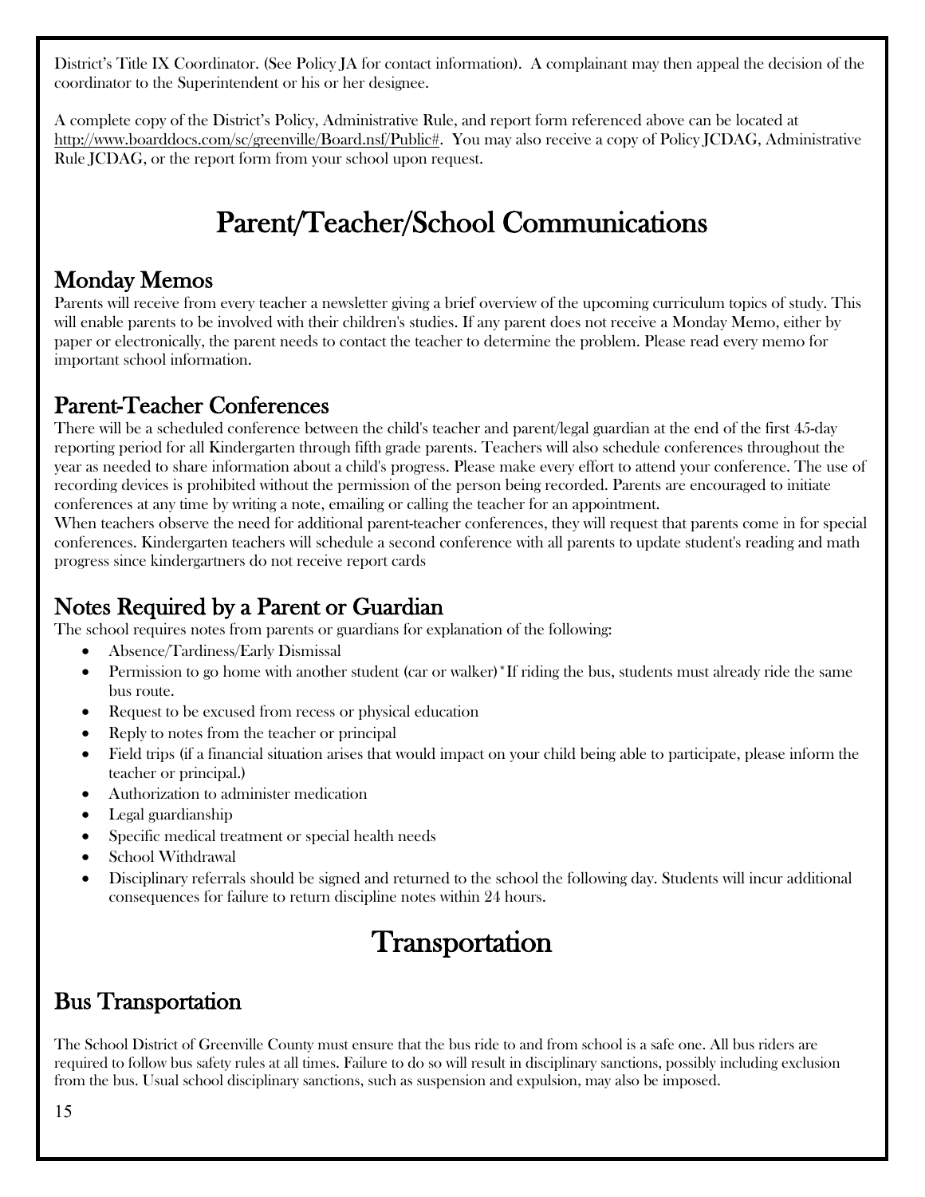District's Title IX Coordinator. (See Policy JA for contact information). A complainant may then appeal the decision of the coordinator to the Superintendent or his or her designee.

A complete copy of the District's Policy, Administrative Rule, and report form referenced above can be located at http://www.boarddocs.com/sc/greenville/Board.nsf/Public#. You may also receive a copy of Policy JCDAG, Administrative Rule JCDAG, or the report form from your school upon request.

# Parent/Teacher/School Communications

## Monday Memos

Parents will receive from every teacher a newsletter giving a brief overview of the upcoming curriculum topics of study. This will enable parents to be involved with their children's studies. If any parent does not receive a Monday Memo, either by paper or electronically, the parent needs to contact the teacher to determine the problem. Please read every memo for important school information.

## Parent-Teacher Conferences

There will be a scheduled conference between the child's teacher and parent/legal guardian at the end of the first 45-day reporting period for all Kindergarten through fifth grade parents. Teachers will also schedule conferences throughout the year as needed to share information about a child's progress. Please make every effort to attend your conference. The use of recording devices is prohibited without the permission of the person being recorded. Parents are encouraged to initiate conferences at any time by writing a note, emailing or calling the teacher for an appointment.
When teachers observe the need for additional parent-teacher conferences, they will request that parents come in for special conferences. Kindergarten teachers will schedule a second conference with all parents to update student's reading and math progress since kindergartners do not receive report cards

## Notes Required by a Parent or Guardian

The school requires notes from parents or guardians for explanation of the following:

- Absence/Tardiness/Early Dismissal
- Permission to go home with another student (car or walker)*If riding the bus, students must already ride the same bus route.
- Request to be excused from recess or physical education
- Reply to notes from the teacher or principal
- Field trips (if a financial situation arises that would impact on your child being able to participate, please inform the teacher or principal.)
- Authorization to administer medication
- Legal guardianship
- Specific medical treatment or special health needs
- School Withdrawal
- Disciplinary referrals should be signed and returned to the school the following day. Students will incur additional consequences for failure to return discipline notes within 24 hours.

# Transportation

## Bus Transportation

The School District of Greenville County must ensure that the bus ride to and from school is a safe one. All bus riders are required to follow bus safety rules at all times. Failure to do so will result in disciplinary sanctions, possibly including exclusion from the bus. Usual school disciplinary sanctions, such as suspension and expulsion, may also be imposed.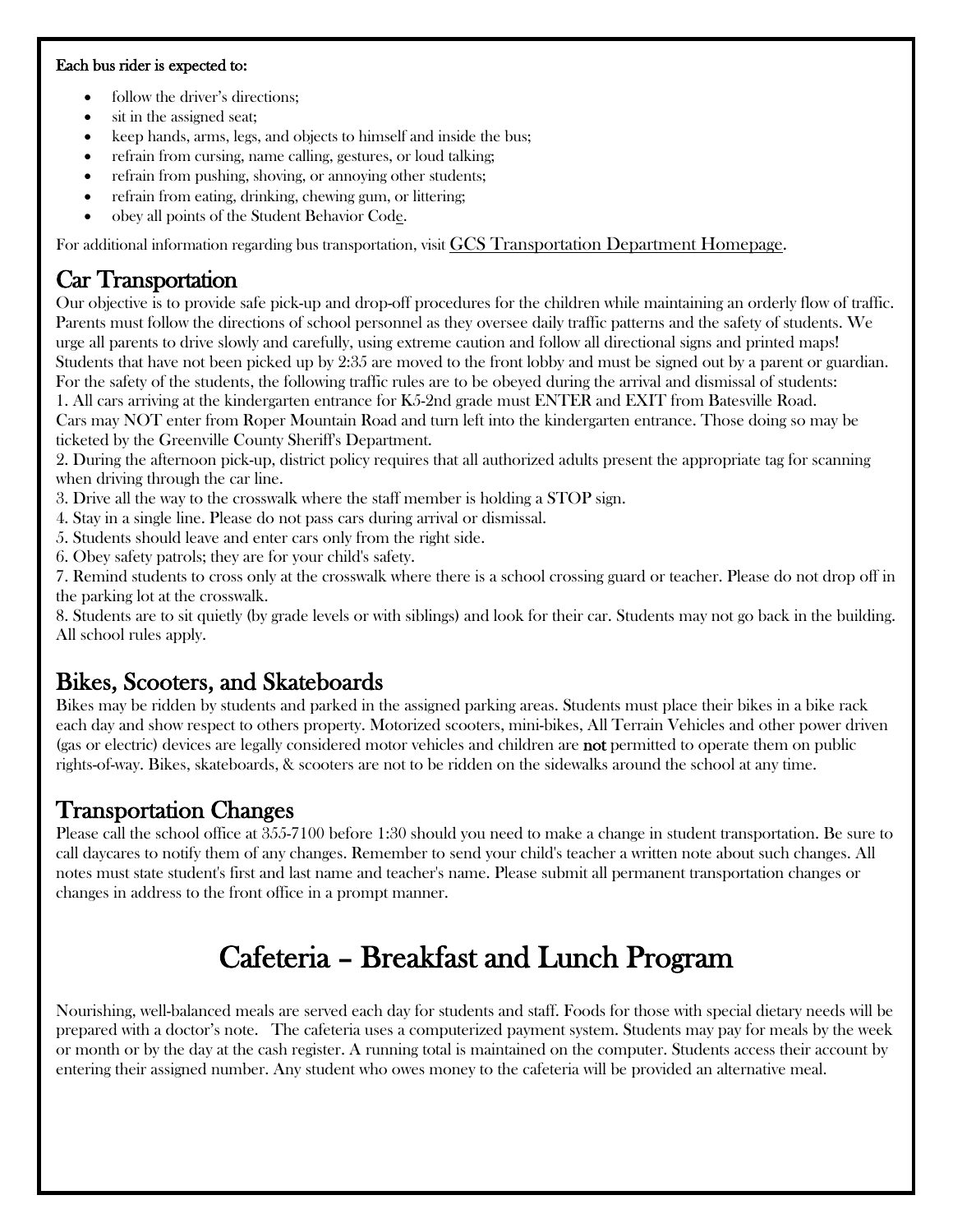**Each bus rider is expected to:**

- follow the driver's directions;
- sit in the assigned seat;
- keep hands, arms, legs, and objects to himself and inside the bus;
- refrain from cursing, name calling, gestures, or loud talking;
- refrain from pushing, shoving, or annoying other students;
- refrain from eating, drinking, chewing gum, or littering;
- obey all points of the Student Behavior Code.

For additional information regarding bus transportation, visit GCS Transportation Department Homepage.

## Car Transportation

Our objective is to provide safe pick-up and drop-off procedures for the children while maintaining an orderly flow of traffic. Parents must follow the directions of school personnel as they oversee daily traffic patterns and the safety of students. We urge all parents to drive slowly and carefully, using extreme caution and follow all directional signs and printed maps! Students that have not been picked up by 2:35 are moved to the front lobby and must be signed out by a parent or guardian. For the safety of the students, the following traffic rules are to be obeyed during the arrival and dismissal of students:

1. All cars arriving at the kindergarten entrance for K5-2nd grade must ENTER and EXIT from Batesville Road. Cars may NOT enter from Roper Mountain Road and turn left into the kindergarten entrance. Those doing so may be ticketed by the Greenville County Sheriff's Department.
2. During the afternoon pick-up, district policy requires that all authorized adults present the appropriate tag for scanning when driving through the car line.
3. Drive all the way to the crosswalk where the staff member is holding a STOP sign.
4. Stay in a single line. Please do not pass cars during arrival or dismissal.
5. Students should leave and enter cars only from the right side.
6. Obey safety patrols; they are for your child's safety.
7. Remind students to cross only at the crosswalk where there is a school crossing guard or teacher. Please do not drop off in the parking lot at the crosswalk.
8. Students are to sit quietly (by grade levels or with siblings) and look for their car. Students may not go back in the building. All school rules apply.

## Bikes, Scooters, and Skateboards

Bikes may be ridden by students and parked in the assigned parking areas. Students must place their bikes in a bike rack each day and show respect to others property. Motorized scooters, mini-bikes, All Terrain Vehicles and other power driven (gas or electric) devices are legally considered motor vehicles and children are **not** permitted to operate them on public rights-of-way. Bikes, skateboards, & scooters are not to be ridden on the sidewalks around the school at any time.

## Transportation Changes

Please call the school office at 355-7100 before 1:30 should you need to make a change in student transportation. Be sure to call daycares to notify them of any changes. Remember to send your child's teacher a written note about such changes. All notes must state student's first and last name and teacher's name. Please submit all permanent transportation changes or changes in address to the front office in a prompt manner.

# Cafeteria – Breakfast and Lunch Program

Nourishing, well-balanced meals are served each day for students and staff. Foods for those with special dietary needs will be prepared with a doctor's note. The cafeteria uses a computerized payment system. Students may pay for meals by the week or month or by the day at the cash register. A running total is maintained on the computer. Students access their account by entering their assigned number. Any student who owes money to the cafeteria will be provided an alternative meal.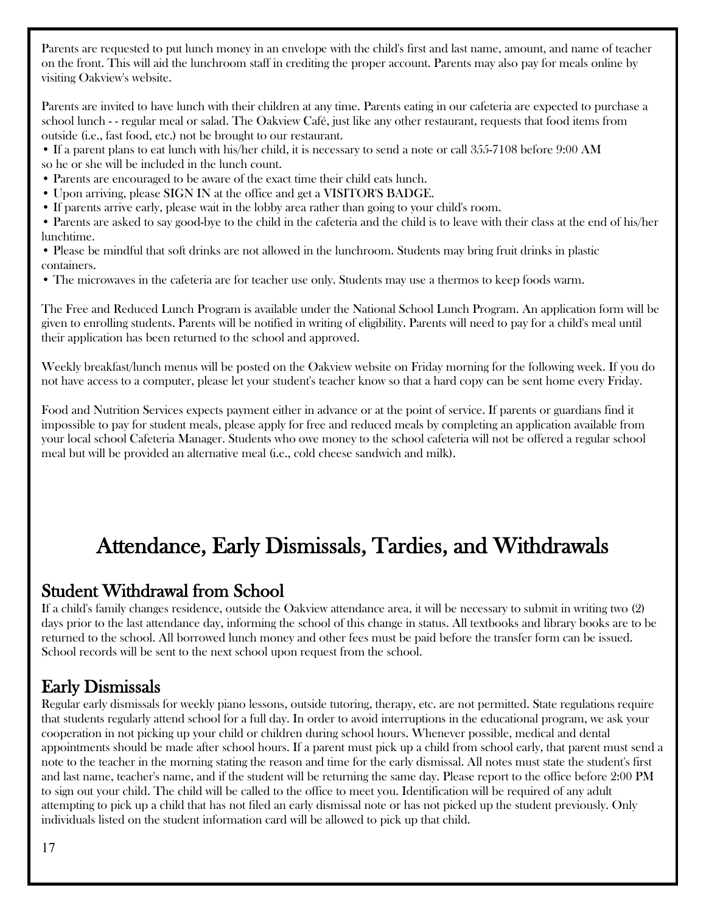Parents are requested to put lunch money in an envelope with the child's first and last name, amount, and name of teacher on the front. This will aid the lunchroom staff in crediting the proper account. Parents may also pay for meals online by visiting Oakview's website.

Parents are invited to have lunch with their children at any time. Parents eating in our cafeteria are expected to purchase a school lunch - - regular meal or salad. The Oakview Café, just like any other restaurant, requests that food items from outside (i.e., fast food, etc.) not be brought to our restaurant.

- If a parent plans to eat lunch with his/her child, it is necessary to send a note or call 355-7108 before 9:00 AM so he or she will be included in the lunch count.
- Parents are encouraged to be aware of the exact time their child eats lunch.
- Upon arriving, please SIGN IN at the office and get a VISITOR'S BADGE.
- If parents arrive early, please wait in the lobby area rather than going to your child's room.
- Parents are asked to say good-bye to the child in the cafeteria and the child is to leave with their class at the end of his/her lunchtime.
- Please be mindful that soft drinks are not allowed in the lunchroom. Students may bring fruit drinks in plastic containers.
- The microwaves in the cafeteria are for teacher use only. Students may use a thermos to keep foods warm.

The Free and Reduced Lunch Program is available under the National School Lunch Program. An application form will be given to enrolling students. Parents will be notified in writing of eligibility. Parents will need to pay for a child's meal until their application has been returned to the school and approved.

Weekly breakfast/lunch menus will be posted on the Oakview website on Friday morning for the following week. If you do not have access to a computer, please let your student's teacher know so that a hard copy can be sent home every Friday.

Food and Nutrition Services expects payment either in advance or at the point of service. If parents or guardians find it impossible to pay for student meals, please apply for free and reduced meals by completing an application available from your local school Cafeteria Manager. Students who owe money to the school cafeteria will not be offered a regular school meal but will be provided an alternative meal (i.e., cold cheese sandwich and milk).

# Attendance, Early Dismissals, Tardies, and Withdrawals

## Student Withdrawal from School

If a child's family changes residence, outside the Oakview attendance area, it will be necessary to submit in writing two (2) days prior to the last attendance day, informing the school of this change in status. All textbooks and library books are to be returned to the school. All borrowed lunch money and other fees must be paid before the transfer form can be issued. School records will be sent to the next school upon request from the school.

## Early Dismissals

Regular early dismissals for weekly piano lessons, outside tutoring, therapy, etc. are not permitted. State regulations require that students regularly attend school for a full day. In order to avoid interruptions in the educational program, we ask your cooperation in not picking up your child or children during school hours. Whenever possible, medical and dental appointments should be made after school hours. If a parent must pick up a child from school early, that parent must send a note to the teacher in the morning stating the reason and time for the early dismissal. All notes must state the student's first and last name, teacher's name, and if the student will be returning the same day. Please report to the office before 2:00 PM to sign out your child. The child will be called to the office to meet you. Identification will be required of any adult attempting to pick up a child that has not filed an early dismissal note or has not picked up the student previously. Only individuals listed on the student information card will be allowed to pick up that child.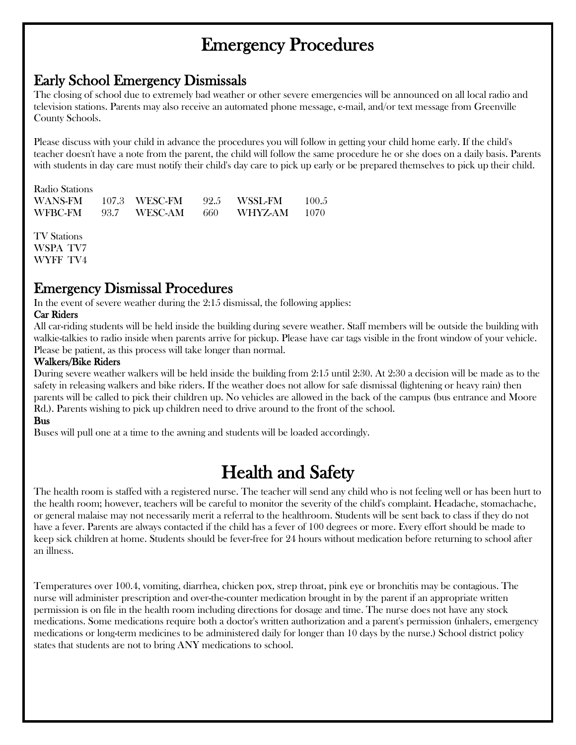# Emergency Procedures

## Early School Emergency Dismissals

The closing of school due to extremely bad weather or other severe emergencies will be announced on all local radio and television stations. Parents may also receive an automated phone message, e-mail, and/or text message from Greenville County Schools.

Please discuss with your child in advance the procedures you will follow in getting your child home early. If the child's teacher doesn't have a note from the parent, the child will follow the same procedure he or she does on a daily basis. Parents with students in day care must notify their child's day care to pick up early or be prepared themselves to pick up their child.

Radio Stations

| | | | | | |
|---|---|---|---|---|---|
| WANS-FM | 107.3 | WESC-FM | 92.5 | WSSL-FM | 100.5 |
| WFBC-FM | 93.7 | WESC-AM | 660 | WHYZ-AM | 1070 |

TV Stations
WSPA TV7
WYFF TV4

## Emergency Dismissal Procedures

In the event of severe weather during the 2:15 dismissal, the following applies:

**Car Riders**

All car-riding students will be held inside the building during severe weather. Staff members will be outside the building with walkie-talkies to radio inside when parents arrive for pickup. Please have car tags visible in the front window of your vehicle. Please be patient, as this process will take longer than normal.

**Walkers/Bike Riders**

During severe weather walkers will be held inside the building from 2:15 until 2:30. At 2:30 a decision will be made as to the safety in releasing walkers and bike riders. If the weather does not allow for safe dismissal (lightening or heavy rain) then parents will be called to pick their children up. No vehicles are allowed in the back of the campus (bus entrance and Moore Rd.). Parents wishing to pick up children need to drive around to the front of the school.

**Bus**

Buses will pull one at a time to the awning and students will be loaded accordingly.

# Health and Safety

The health room is staffed with a registered nurse. The teacher will send any child who is not feeling well or has been hurt to the health room; however, teachers will be careful to monitor the severity of the child's complaint. Headache, stomachache, or general malaise may not necessarily merit a referral to the healthroom. Students will be sent back to class if they do not have a fever. Parents are always contacted if the child has a fever of 100 degrees or more. Every effort should be made to keep sick children at home. Students should be fever-free for 24 hours without medication before returning to school after an illness.

Temperatures over 100.4, vomiting, diarrhea, chicken pox, strep throat, pink eye or bronchitis may be contagious. The nurse will administer prescription and over-the-counter medication brought in by the parent if an appropriate written permission is on file in the health room including directions for dosage and time. The nurse does not have any stock medications. Some medications require both a doctor's written authorization and a parent's permission (inhalers, emergency medications or long-term medicines to be administered daily for longer than 10 days by the nurse.) School district policy states that students are not to bring ANY medications to school.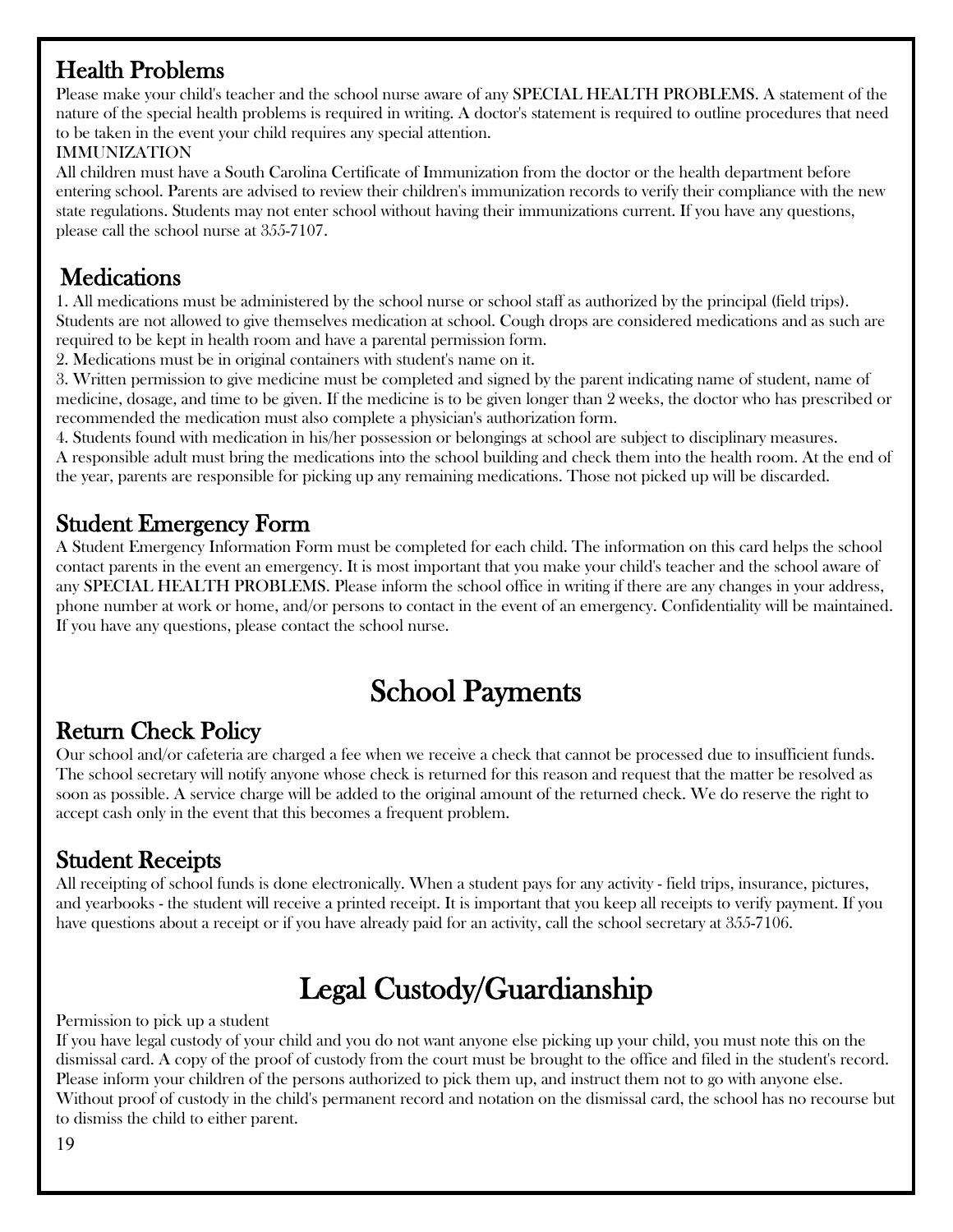## Health Problems

Please make your child's teacher and the school nurse aware of any SPECIAL HEALTH PROBLEMS. A statement of the nature of the special health problems is required in writing. A doctor's statement is required to outline procedures that need to be taken in the event your child requires any special attention.

IMMUNIZATION

All children must have a South Carolina Certificate of Immunization from the doctor or the health department before entering school. Parents are advised to review their children's immunization records to verify their compliance with the new state regulations. Students may not enter school without having their immunizations current. If you have any questions, please call the school nurse at 355-7107.

## Medications

1. All medications must be administered by the school nurse or school staff as authorized by the principal (field trips). Students are not allowed to give themselves medication at school. Cough drops are considered medications and as such are required to be kept in health room and have a parental permission form.
2. Medications must be in original containers with student's name on it.
3. Written permission to give medicine must be completed and signed by the parent indicating name of student, name of medicine, dosage, and time to be given. If the medicine is to be given longer than 2 weeks, the doctor who has prescribed or recommended the medication must also complete a physician's authorization form.
4. Students found with medication in his/her possession or belongings at school are subject to disciplinary measures.

A responsible adult must bring the medications into the school building and check them into the health room. At the end of the year, parents are responsible for picking up any remaining medications. Those not picked up will be discarded.

## Student Emergency Form

A Student Emergency Information Form must be completed for each child. The information on this card helps the school contact parents in the event an emergency. It is most important that you make your child's teacher and the school aware of any SPECIAL HEALTH PROBLEMS. Please inform the school office in writing if there are any changes in your address, phone number at work or home, and/or persons to contact in the event of an emergency. Confidentiality will be maintained. If you have any questions, please contact the school nurse.

# School Payments

## Return Check Policy

Our school and/or cafeteria are charged a fee when we receive a check that cannot be processed due to insufficient funds. The school secretary will notify anyone whose check is returned for this reason and request that the matter be resolved as soon as possible. A service charge will be added to the original amount of the returned check. We do reserve the right to accept cash only in the event that this becomes a frequent problem.

## Student Receipts

All receipting of school funds is done electronically. When a student pays for any activity - field trips, insurance, pictures, and yearbooks - the student will receive a printed receipt. It is important that you keep all receipts to verify payment. If you have questions about a receipt or if you have already paid for an activity, call the school secretary at 355-7106.

# Legal Custody/Guardianship

Permission to pick up a student

If you have legal custody of your child and you do not want anyone else picking up your child, you must note this on the dismissal card. A copy of the proof of custody from the court must be brought to the office and filed in the student's record. Please inform your children of the persons authorized to pick them up, and instruct them not to go with anyone else. Without proof of custody in the child's permanent record and notation on the dismissal card, the school has no recourse but to dismiss the child to either parent.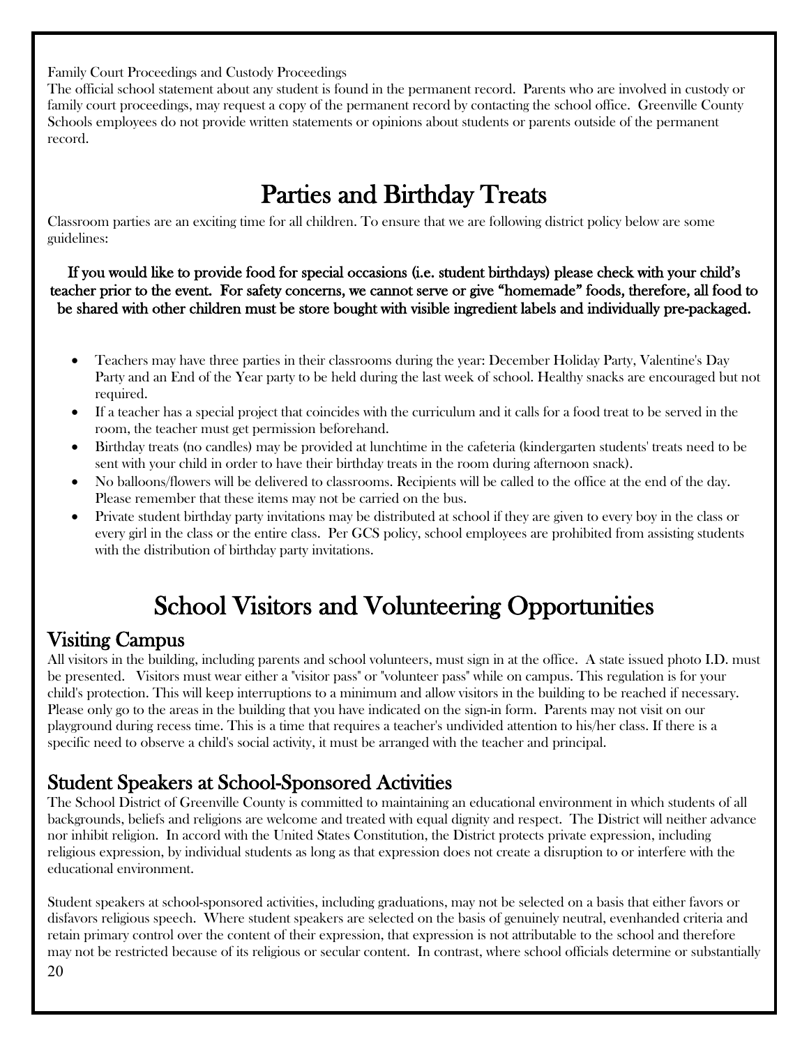Family Court Proceedings and Custody Proceedings
The official school statement about any student is found in the permanent record. Parents who are involved in custody or family court proceedings, may request a copy of the permanent record by contacting the school office. Greenville County Schools employees do not provide written statements or opinions about students or parents outside of the permanent record.

# Parties and Birthday Treats

Classroom parties are an exciting time for all children. To ensure that we are following district policy below are some guidelines:

**If you would like to provide food for special occasions (i.e. student birthdays) please check with your child's teacher prior to the event. For safety concerns, we cannot serve or give "homemade" foods, therefore, all food to be shared with other children must be store bought with visible ingredient labels and individually pre-packaged.**

- Teachers may have three parties in their classrooms during the year: December Holiday Party, Valentine's Day Party and an End of the Year party to be held during the last week of school. Healthy snacks are encouraged but not required.
- If a teacher has a special project that coincides with the curriculum and it calls for a food treat to be served in the room, the teacher must get permission beforehand.
- Birthday treats (no candles) may be provided at lunchtime in the cafeteria (kindergarten students' treats need to be sent with your child in order to have their birthday treats in the room during afternoon snack).
- No balloons/flowers will be delivered to classrooms. Recipients will be called to the office at the end of the day. Please remember that these items may not be carried on the bus.
- Private student birthday party invitations may be distributed at school if they are given to every boy in the class or every girl in the class or the entire class. Per GCS policy, school employees are prohibited from assisting students with the distribution of birthday party invitations.

# School Visitors and Volunteering Opportunities

## Visiting Campus

All visitors in the building, including parents and school volunteers, must sign in at the office. A state issued photo I.D. must be presented. Visitors must wear either a "visitor pass" or "volunteer pass" while on campus. This regulation is for your child's protection. This will keep interruptions to a minimum and allow visitors in the building to be reached if necessary. Please only go to the areas in the building that you have indicated on the sign-in form. Parents may not visit on our playground during recess time. This is a time that requires a teacher's undivided attention to his/her class. If there is a specific need to observe a child's social activity, it must be arranged with the teacher and principal.

## Student Speakers at School-Sponsored Activities

The School District of Greenville County is committed to maintaining an educational environment in which students of all backgrounds, beliefs and religions are welcome and treated with equal dignity and respect. The District will neither advance nor inhibit religion. In accord with the United States Constitution, the District protects private expression, including religious expression, by individual students as long as that expression does not create a disruption to or interfere with the educational environment.

Student speakers at school-sponsored activities, including graduations, may not be selected on a basis that either favors or disfavors religious speech. Where student speakers are selected on the basis of genuinely neutral, evenhanded criteria and retain primary control over the content of their expression, that expression is not attributable to the school and therefore may not be restricted because of its religious or secular content. In contrast, where school officials determine or substantially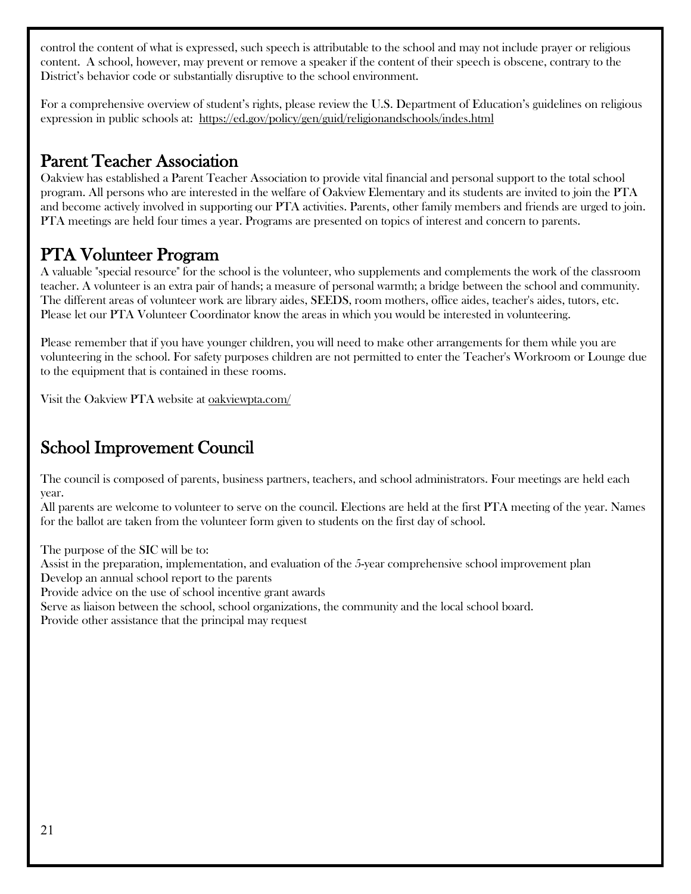control the content of what is expressed, such speech is attributable to the school and may not include prayer or religious content. A school, however, may prevent or remove a speaker if the content of their speech is obscene, contrary to the District's behavior code or substantially disruptive to the school environment.

For a comprehensive overview of student's rights, please review the U.S. Department of Education's guidelines on religious expression in public schools at: https://ed.gov/policy/gen/guid/religionandschools/indes.html

## Parent Teacher Association

Oakview has established a Parent Teacher Association to provide vital financial and personal support to the total school program. All persons who are interested in the welfare of Oakview Elementary and its students are invited to join the PTA and become actively involved in supporting our PTA activities. Parents, other family members and friends are urged to join. PTA meetings are held four times a year. Programs are presented on topics of interest and concern to parents.

## PTA Volunteer Program

A valuable "special resource" for the school is the volunteer, who supplements and complements the work of the classroom teacher. A volunteer is an extra pair of hands; a measure of personal warmth; a bridge between the school and community. The different areas of volunteer work are library aides, SEEDS, room mothers, office aides, teacher's aides, tutors, etc. Please let our PTA Volunteer Coordinator know the areas in which you would be interested in volunteering.

Please remember that if you have younger children, you will need to make other arrangements for them while you are volunteering in the school. For safety purposes children are not permitted to enter the Teacher's Workroom or Lounge due to the equipment that is contained in these rooms.

Visit the Oakview PTA website at oakviewpta.com/

## School Improvement Council

The council is composed of parents, business partners, teachers, and school administrators. Four meetings are held each year.

All parents are welcome to volunteer to serve on the council. Elections are held at the first PTA meeting of the year. Names for the ballot are taken from the volunteer form given to students on the first day of school.

The purpose of the SIC will be to:

Assist in the preparation, implementation, and evaluation of the 5-year comprehensive school improvement plan

Develop an annual school report to the parents

Provide advice on the use of school incentive grant awards

Serve as liaison between the school, school organizations, the community and the local school board.

Provide other assistance that the principal may request